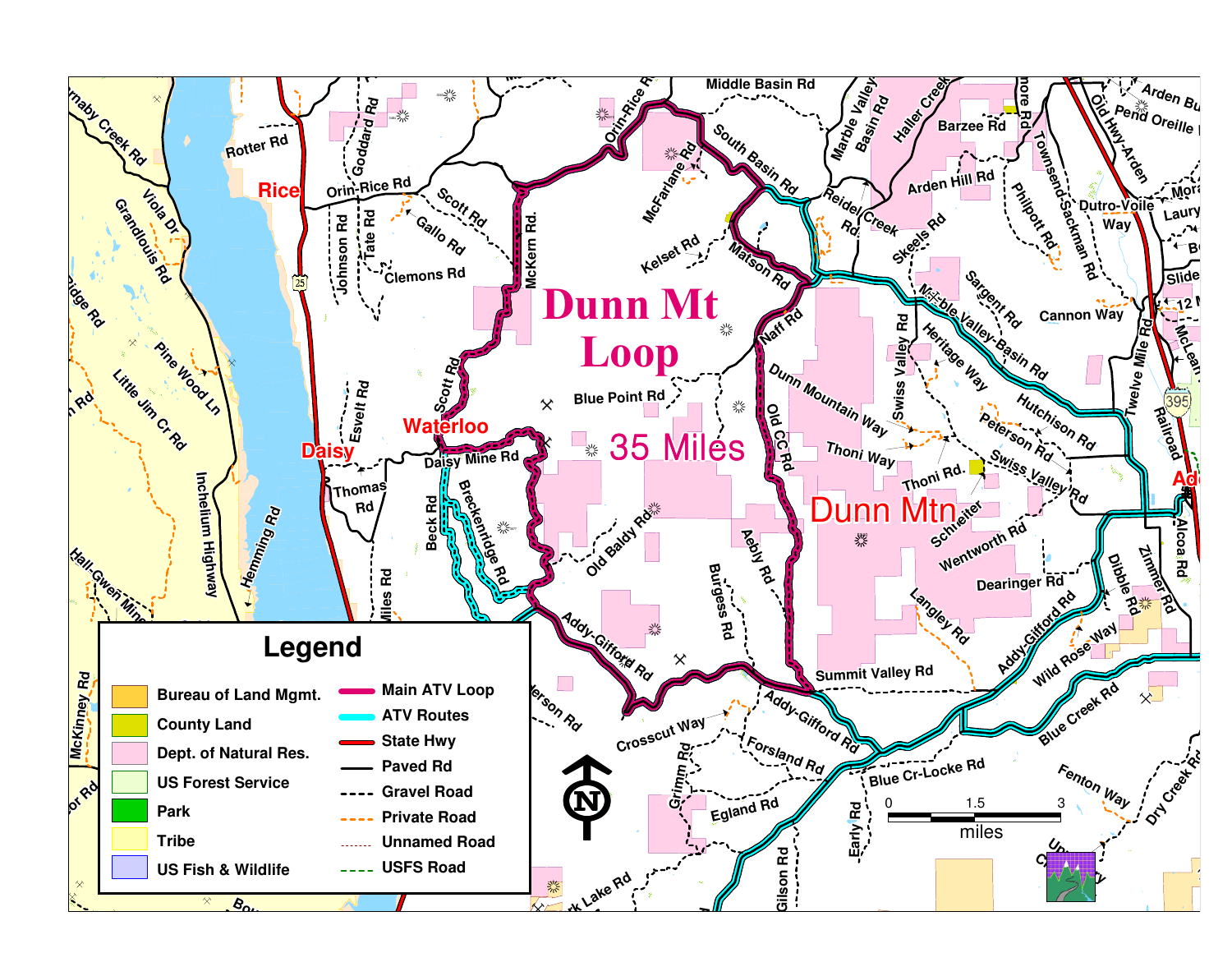# Dunn Mt Loop

35 Miles

## Legend

| Land Ownership | Roads |
| --- | --- |
| Bureau of Land Mgmt. | Main ATV Loop |
| County Land | ATV Routes |
| Dept. of Natural Res. | State Hwy |
| US Forest Service | Paved Rd |
| Park | Gravel Road |
| Tribe | Private Road |
| US Fish & Wildlife | Unnamed Road |
| | USFS Road |

0 — 1.5 — 3 miles

Rice
Waterloo
Daisy
Dunn Mtn

Middle Basin Rd
Orin-Rice Rd
McFarlane Rd
South Basin Rd
Matson Rd
Kelset Rd
McKern Rd.
Scott Rd
Gallo Rd
Clemons Rd
Rotter Rd
Goddard Rd
Johnson Rd
Tate Rd
Naff Rd
Blue Point Rd
Dunn Mountain Way
Old CC Rd
Thoni Way
Thoni Rd.
Esvelt Rd
Daisy Mine Rd
Thomas Rd
Beck Rd
Breckenridge Rd
Old Baldy Rd
Aebly Rd
Burgess Rd
Addy-Gifford Rd
Summit Valley Rd
Crosscut Way
Forsland Rd
Grimm Rd
Egland Rd
Gilson Rd
Early Rd
Blue Cr-Locke Rd
Blue Creek Rd
Wild Rose Way
Fenton Way
Dry Creek Rd
Langley Rd
Dearinger Rd
Wentworth Rd
Schneiter
Swiss Valley Rd
Peterson Rd
Hutchison Rd
Heritage Way
Swiss Valley Rd
Marble Valley-Basin Rd
Sargent Rd
Skeels Rd
Reidel Creek Rd.
Arden Hill Rd
Barzee Rd
Haller Creek
Marble Valley Basin Rd
Philpott Rd
Townsend-Sackman Rd
Dutro-Voile Way
Cannon Way
Twelve Mile Rd
Railroad
Alcoa Rd
Zimmer Rd
Dibble Rd
Old Hwy-Arden
Pend Oreille
Arden Bu
Barnaby Creek Rd
Viola Dr
Grandlouis Rd
Pine Wood Ln
Little Jim Cr Rd
Inchelium Highway
Hemming Rd
Hall-Gwen Mine
McKinney Rd
Miles Rd
Lake Rd
25
395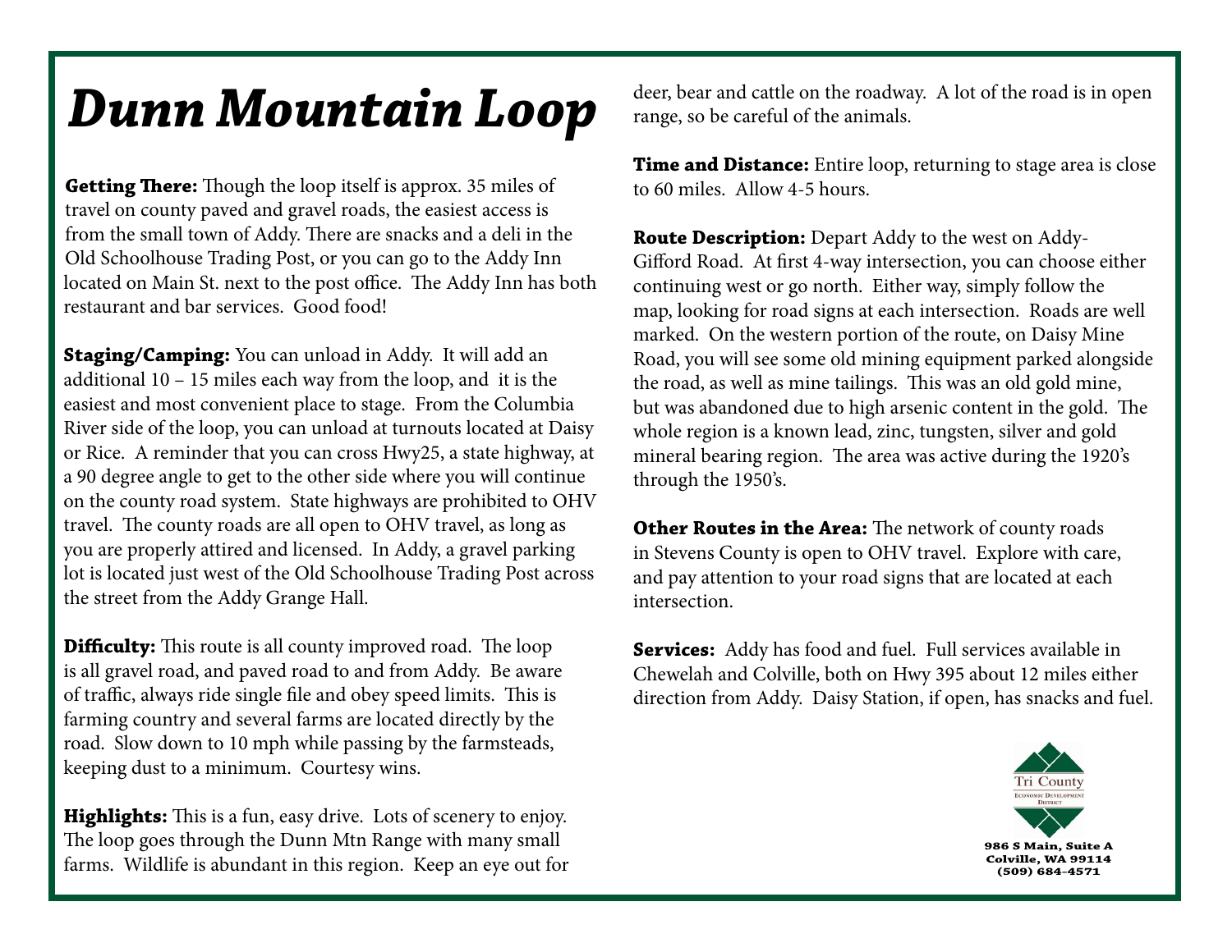# *Dunn Mountain Loop*

**Getting There:** Though the loop itself is approx. 35 miles of travel on county paved and gravel roads, the easiest access is from the small town of Addy. There are snacks and a deli in the Old Schoolhouse Trading Post, or you can go to the Addy Inn located on Main St. next to the post office. The Addy Inn has both restaurant and bar services. Good food!

**Staging/Camping:** You can unload in Addy. It will add an additional 10 – 15 miles each way from the loop, and it is the easiest and most convenient place to stage. From the Columbia River side of the loop, you can unload at turnouts located at Daisy or Rice. A reminder that you can cross Hwy25, a state highway, at a 90 degree angle to get to the other side where you will continue on the county road system. State highways are prohibited to OHV travel. The county roads are all open to OHV travel, as long as you are properly attired and licensed. In Addy, a gravel parking lot is located just west of the Old Schoolhouse Trading Post across the street from the Addy Grange Hall.

**Difficulty:** This route is all county improved road. The loop is all gravel road, and paved road to and from Addy. Be aware of traffic, always ride single file and obey speed limits. This is farming country and several farms are located directly by the road. Slow down to 10 mph while passing by the farmsteads, keeping dust to a minimum. Courtesy wins.

**Highlights:** This is a fun, easy drive. Lots of scenery to enjoy. The loop goes through the Dunn Mtn Range with many small farms. Wildlife is abundant in this region. Keep an eye out for deer, bear and cattle on the roadway. A lot of the road is in open range, so be careful of the animals.

**Time and Distance:** Entire loop, returning to stage area is close to 60 miles. Allow 4-5 hours.

**Route Description:** Depart Addy to the west on Addy-Gifford Road. At first 4-way intersection, you can choose either continuing west or go north. Either way, simply follow the map, looking for road signs at each intersection. Roads are well marked. On the western portion of the route, on Daisy Mine Road, you will see some old mining equipment parked alongside the road, as well as mine tailings. This was an old gold mine, but was abandoned due to high arsenic content in the gold. The whole region is a known lead, zinc, tungsten, silver and gold mineral bearing region. The area was active during the 1920's through the 1950's.

**Other Routes in the Area:** The network of county roads in Stevens County is open to OHV travel. Explore with care, and pay attention to your road signs that are located at each intersection.

**Services:** Addy has food and fuel. Full services available in Chewelah and Colville, both on Hwy 395 about 12 miles either direction from Addy. Daisy Station, if open, has snacks and fuel.

Tri County
Economic Development District

**986 S Main, Suite A**
**Colville, WA 99114**
**(509) 684-4571**